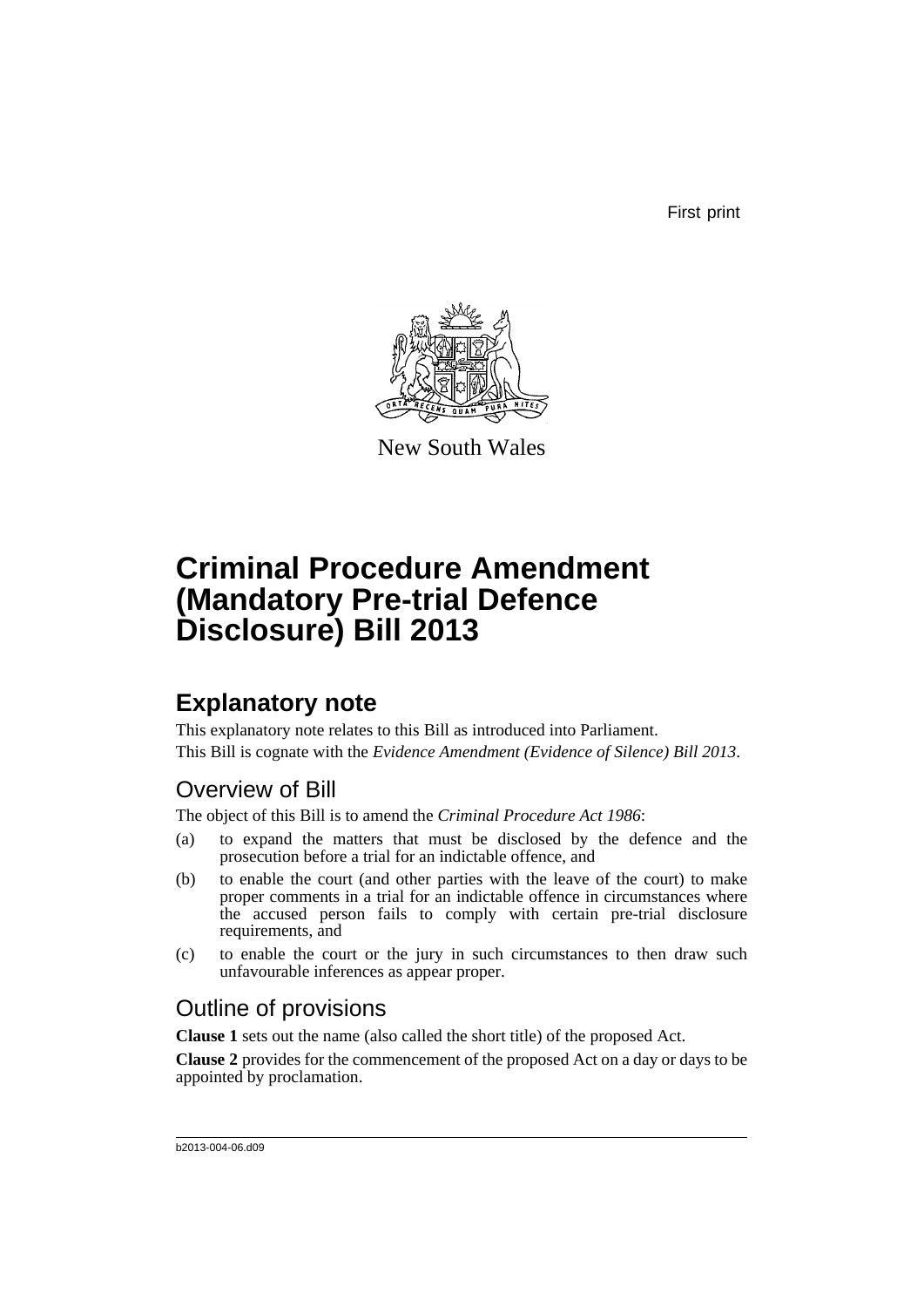First print

New South Wales

# Criminal Procedure Amendment (Mandatory Pre-trial Defence Disclosure) Bill 2013

## Explanatory note

This explanatory note relates to this Bill as introduced into Parliament.

This Bill is cognate with the *Evidence Amendment (Evidence of Silence) Bill 2013*.

### Overview of Bill

The object of this Bill is to amend the *Criminal Procedure Act 1986*:

(a) to expand the matters that must be disclosed by the defence and the prosecution before a trial for an indictable offence, and

(b) to enable the court (and other parties with the leave of the court) to make proper comments in a trial for an indictable offence in circumstances where the accused person fails to comply with certain pre-trial disclosure requirements, and

(c) to enable the court or the jury in such circumstances to then draw such unfavourable inferences as appear proper.

### Outline of provisions

**Clause 1** sets out the name (also called the short title) of the proposed Act.

**Clause 2** provides for the commencement of the proposed Act on a day or days to be appointed by proclamation.

b2013-004-06.d09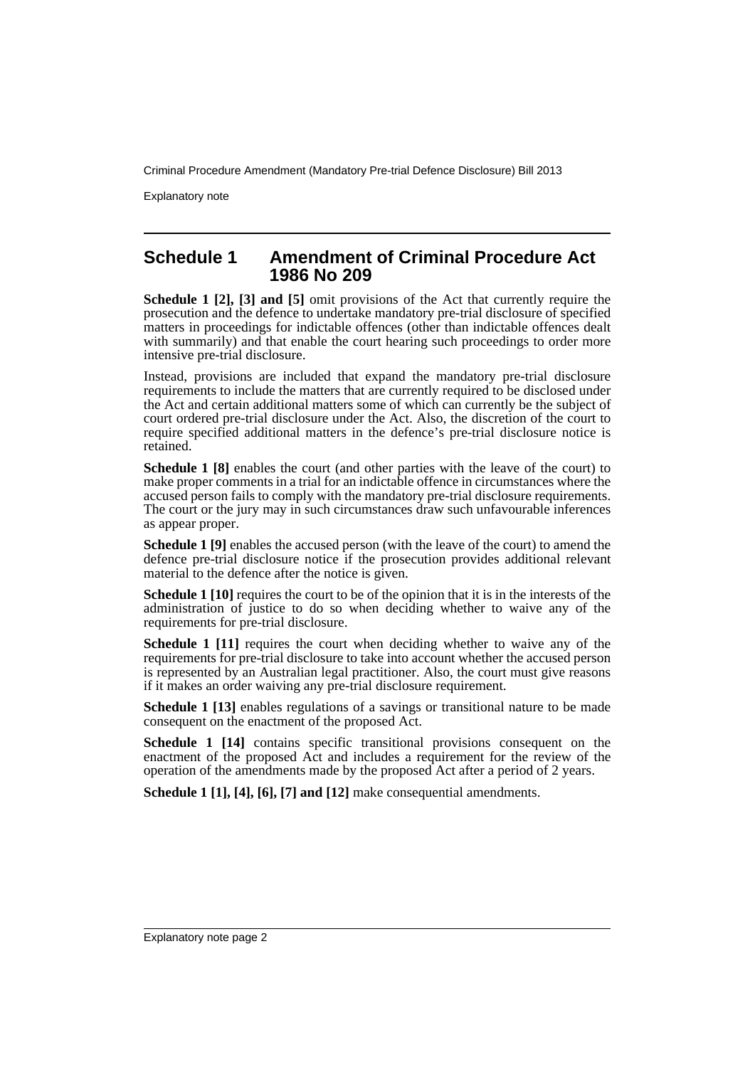## Schedule 1 Amendment of Criminal Procedure Act 1986 No 209

**Schedule 1 [2], [3] and [5]** omit provisions of the Act that currently require the prosecution and the defence to undertake mandatory pre-trial disclosure of specified matters in proceedings for indictable offences (other than indictable offences dealt with summarily) and that enable the court hearing such proceedings to order more intensive pre-trial disclosure.

Instead, provisions are included that expand the mandatory pre-trial disclosure requirements to include the matters that are currently required to be disclosed under the Act and certain additional matters some of which can currently be the subject of court ordered pre-trial disclosure under the Act. Also, the discretion of the court to require specified additional matters in the defence's pre-trial disclosure notice is retained.

**Schedule 1 [8]** enables the court (and other parties with the leave of the court) to make proper comments in a trial for an indictable offence in circumstances where the accused person fails to comply with the mandatory pre-trial disclosure requirements. The court or the jury may in such circumstances draw such unfavourable inferences as appear proper.

**Schedule 1 [9]** enables the accused person (with the leave of the court) to amend the defence pre-trial disclosure notice if the prosecution provides additional relevant material to the defence after the notice is given.

**Schedule 1 [10]** requires the court to be of the opinion that it is in the interests of the administration of justice to do so when deciding whether to waive any of the requirements for pre-trial disclosure.

**Schedule 1 [11]** requires the court when deciding whether to waive any of the requirements for pre-trial disclosure to take into account whether the accused person is represented by an Australian legal practitioner. Also, the court must give reasons if it makes an order waiving any pre-trial disclosure requirement.

**Schedule 1 [13]** enables regulations of a savings or transitional nature to be made consequent on the enactment of the proposed Act.

**Schedule 1 [14]** contains specific transitional provisions consequent on the enactment of the proposed Act and includes a requirement for the review of the operation of the amendments made by the proposed Act after a period of 2 years.

**Schedule 1 [1], [4], [6], [7] and [12]** make consequential amendments.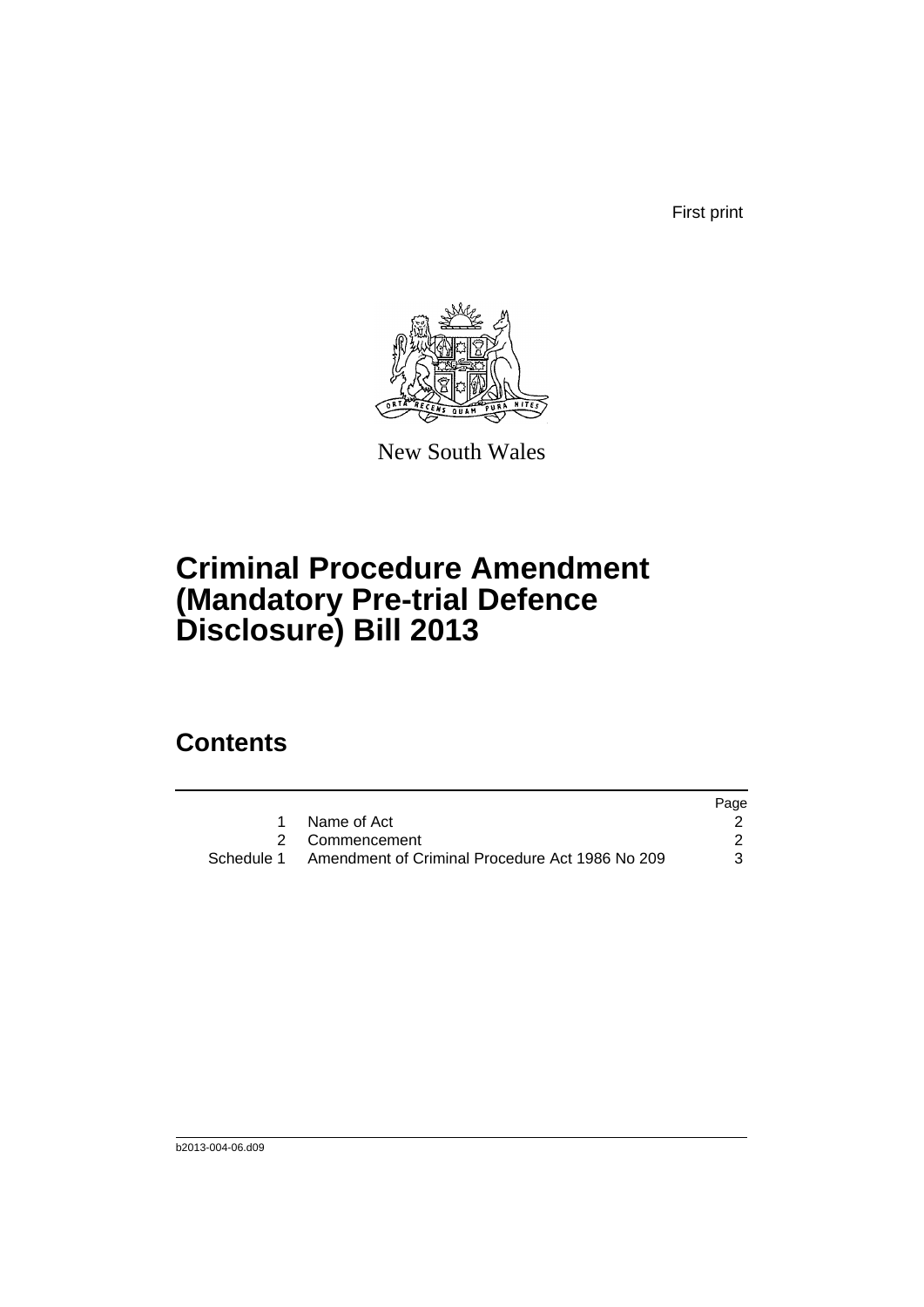First print

New South Wales

# Criminal Procedure Amendment (Mandatory Pre-trial Defence Disclosure) Bill 2013

## Contents

| | | Page |
|---|---|---|
| 1 | Name of Act | 2 |
| 2 | Commencement | 2 |
| Schedule 1 | Amendment of Criminal Procedure Act 1986 No 209 | 3 |

b2013-004-06.d09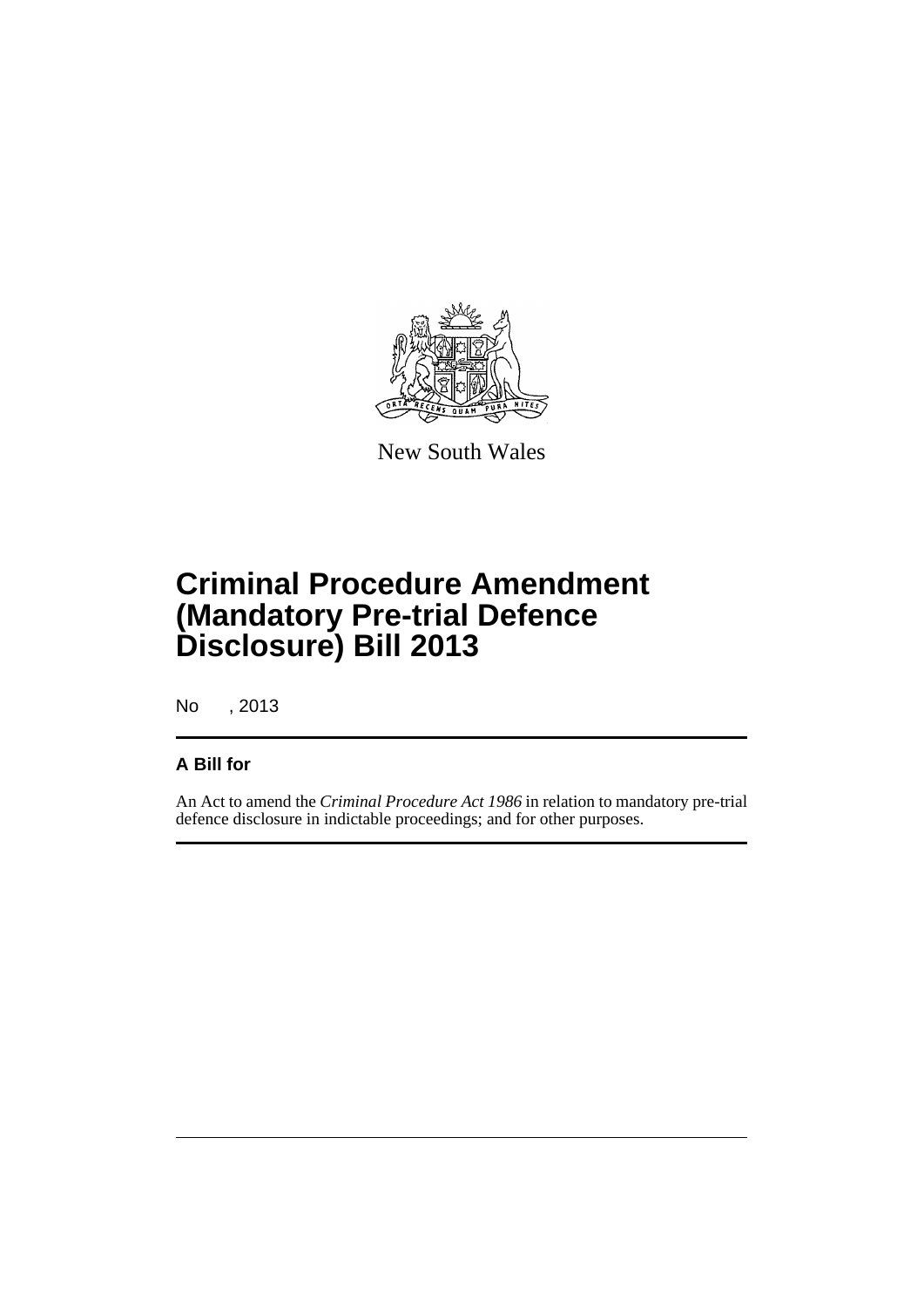New South Wales

# Criminal Procedure Amendment (Mandatory Pre-trial Defence Disclosure) Bill 2013

No , 2013

## A Bill for

An Act to amend the *Criminal Procedure Act 1986* in relation to mandatory pre-trial defence disclosure in indictable proceedings; and for other purposes.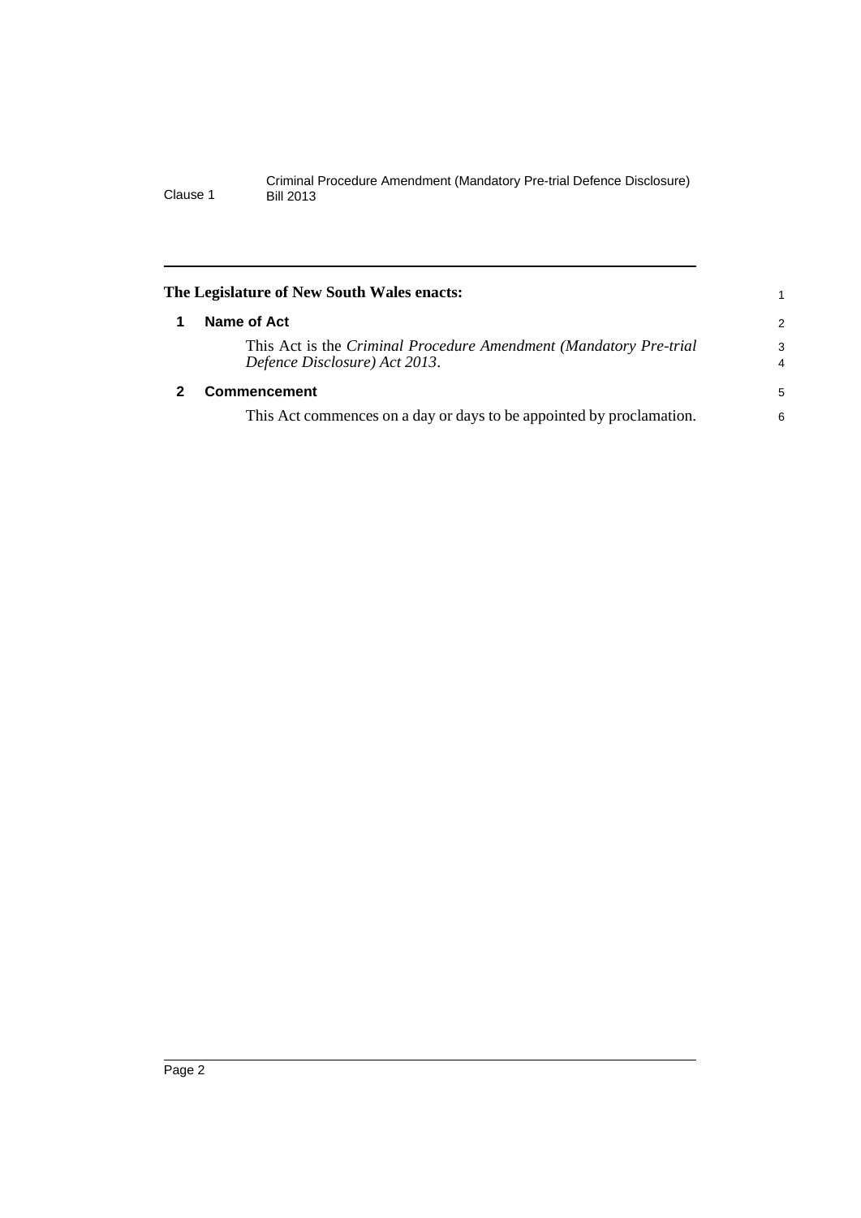**The Legislature of New South Wales enacts:**

## 1 Name of Act

This Act is the *Criminal Procedure Amendment (Mandatory Pre-trial Defence Disclosure) Act 2013*.

## 2 Commencement

This Act commences on a day or days to be appointed by proclamation.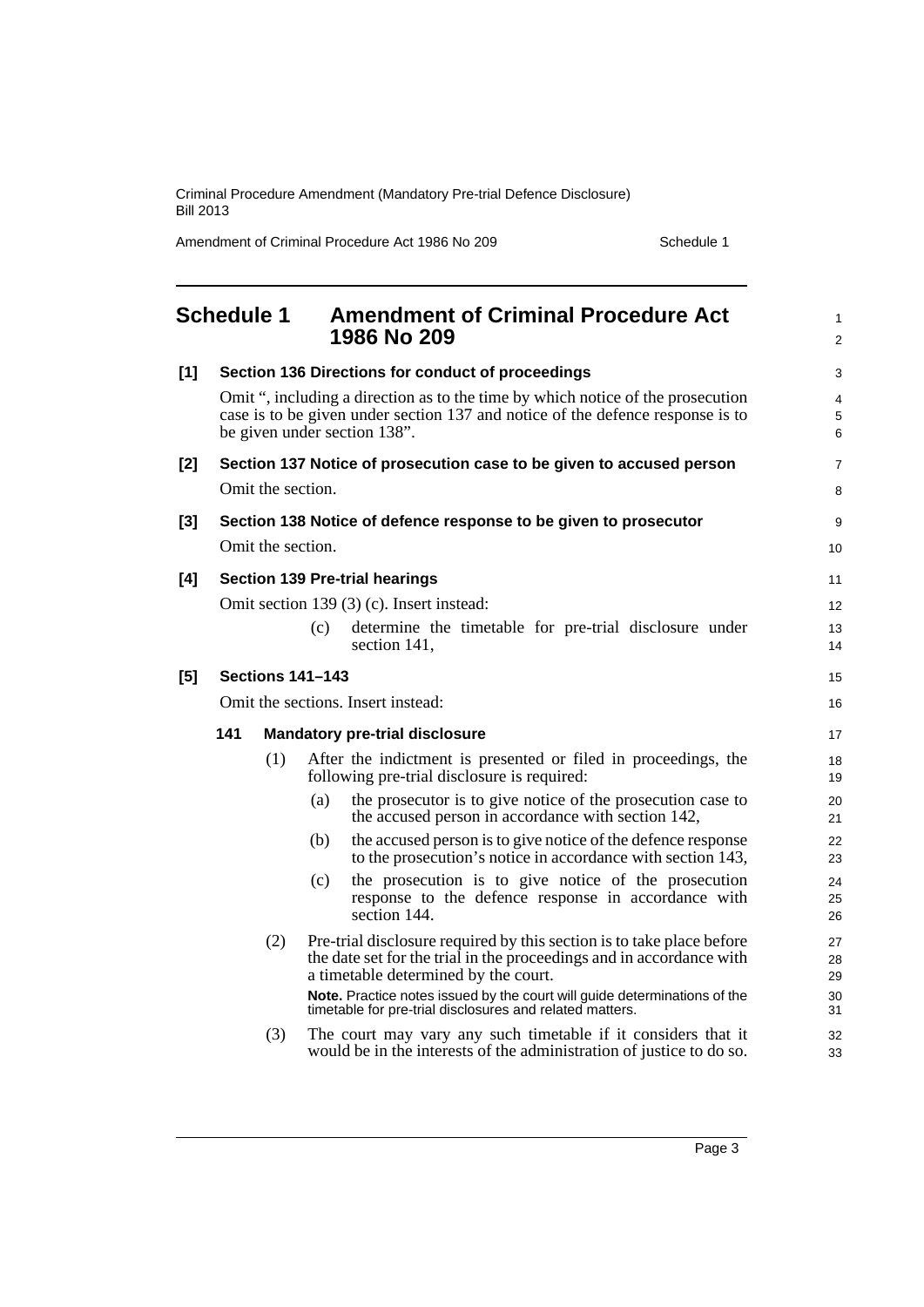# Schedule 1 Amendment of Criminal Procedure Act 1986 No 209

**[1] Section 136 Directions for conduct of proceedings**

Omit ", including a direction as to the time by which notice of the prosecution case is to be given under section 137 and notice of the defence response is to be given under section 138".

**[2] Section 137 Notice of prosecution case to be given to accused person**

Omit the section.

**[3] Section 138 Notice of defence response to be given to prosecutor**

Omit the section.

**[4] Section 139 Pre-trial hearings**

Omit section 139 (3) (c). Insert instead:

(c) determine the timetable for pre-trial disclosure under section 141,

**[5] Sections 141–143**

Omit the sections. Insert instead:

**141 Mandatory pre-trial disclosure**

(1) After the indictment is presented or filed in proceedings, the following pre-trial disclosure is required:

(a) the prosecutor is to give notice of the prosecution case to the accused person in accordance with section 142,

(b) the accused person is to give notice of the defence response to the prosecution's notice in accordance with section 143,

(c) the prosecution is to give notice of the prosecution response to the defence response in accordance with section 144.

(2) Pre-trial disclosure required by this section is to take place before the date set for the trial in the proceedings and in accordance with a timetable determined by the court.

**Note.** Practice notes issued by the court will guide determinations of the timetable for pre-trial disclosures and related matters.

(3) The court may vary any such timetable if it considers that it would be in the interests of the administration of justice to do so.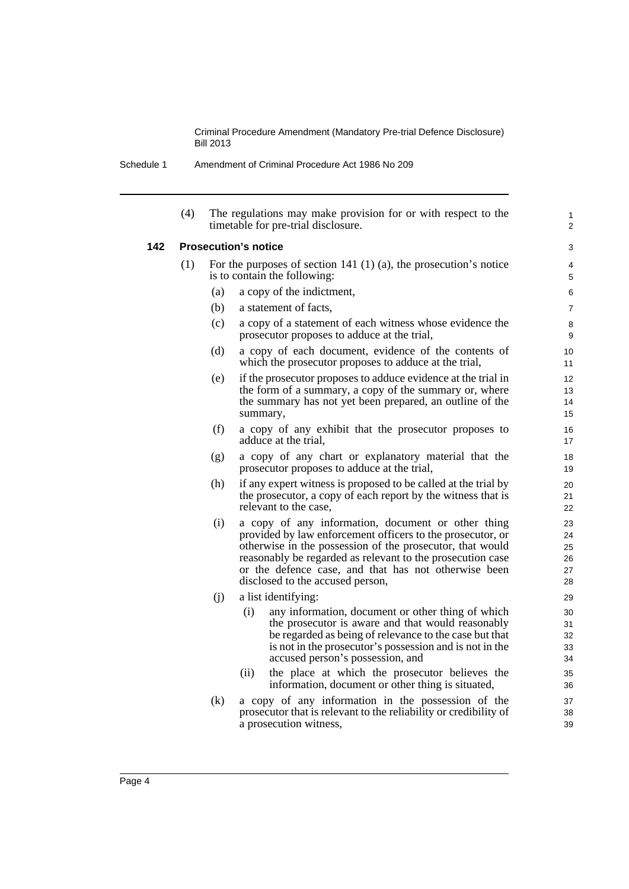(4) The regulations may make provision for or with respect to the timetable for pre-trial disclosure.

### 142 Prosecution's notice

(1) For the purposes of section 141 (1) (a), the prosecution's notice is to contain the following:

(a) a copy of the indictment,

(b) a statement of facts,

(c) a copy of a statement of each witness whose evidence the prosecutor proposes to adduce at the trial,

(d) a copy of each document, evidence of the contents of which the prosecutor proposes to adduce at the trial,

(e) if the prosecutor proposes to adduce evidence at the trial in the form of a summary, a copy of the summary or, where the summary has not yet been prepared, an outline of the summary,

(f) a copy of any exhibit that the prosecutor proposes to adduce at the trial,

(g) a copy of any chart or explanatory material that the prosecutor proposes to adduce at the trial,

(h) if any expert witness is proposed to be called at the trial by the prosecutor, a copy of each report by the witness that is relevant to the case,

(i) a copy of any information, document or other thing provided by law enforcement officers to the prosecutor, or otherwise in the possession of the prosecutor, that would reasonably be regarded as relevant to the prosecution case or the defence case, and that has not otherwise been disclosed to the accused person,

(j) a list identifying:

(i) any information, document or other thing of which the prosecutor is aware and that would reasonably be regarded as being of relevance to the case but that is not in the prosecutor's possession and is not in the accused person's possession, and

(ii) the place at which the prosecutor believes the information, document or other thing is situated,

(k) a copy of any information in the possession of the prosecutor that is relevant to the reliability or credibility of a prosecution witness,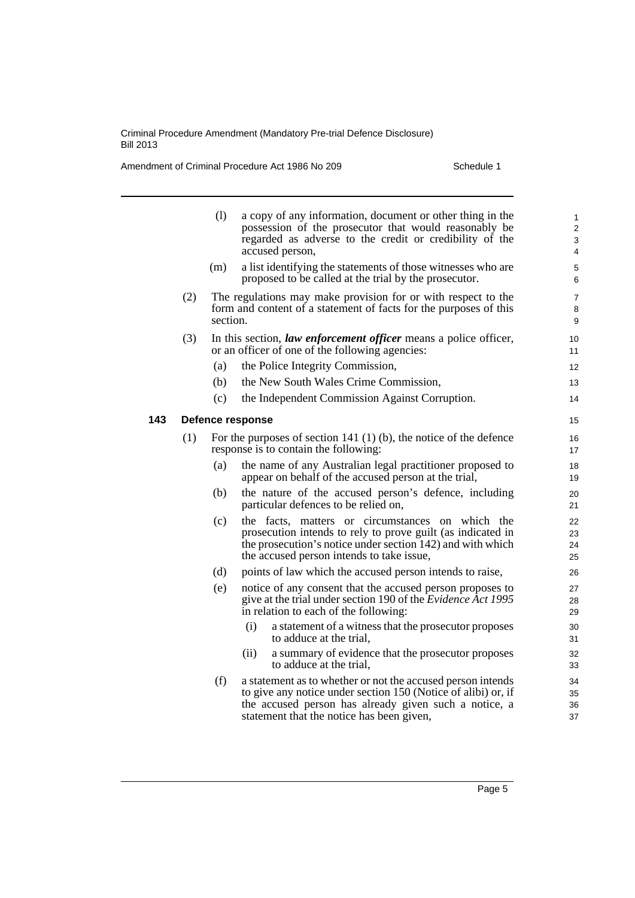(l) a copy of any information, document or other thing in the possession of the prosecutor that would reasonably be regarded as adverse to the credit or credibility of the accused person,

(m) a list identifying the statements of those witnesses who are proposed to be called at the trial by the prosecutor.

(2) The regulations may make provision for or with respect to the form and content of a statement of facts for the purposes of this section.

(3) In this section, ***law enforcement officer*** means a police officer, or an officer of one of the following agencies:

(a) the Police Integrity Commission,

(b) the New South Wales Crime Commission,

(c) the Independent Commission Against Corruption.

### 143 Defence response

(1) For the purposes of section 141 (1) (b), the notice of the defence response is to contain the following:

(a) the name of any Australian legal practitioner proposed to appear on behalf of the accused person at the trial,

(b) the nature of the accused person's defence, including particular defences to be relied on,

(c) the facts, matters or circumstances on which the prosecution intends to rely to prove guilt (as indicated in the prosecution's notice under section 142) and with which the accused person intends to take issue,

(d) points of law which the accused person intends to raise,

(e) notice of any consent that the accused person proposes to give at the trial under section 190 of the *Evidence Act 1995* in relation to each of the following:

(i) a statement of a witness that the prosecutor proposes to adduce at the trial,

(ii) a summary of evidence that the prosecutor proposes to adduce at the trial,

(f) a statement as to whether or not the accused person intends to give any notice under section 150 (Notice of alibi) or, if the accused person has already given such a notice, a statement that the notice has been given,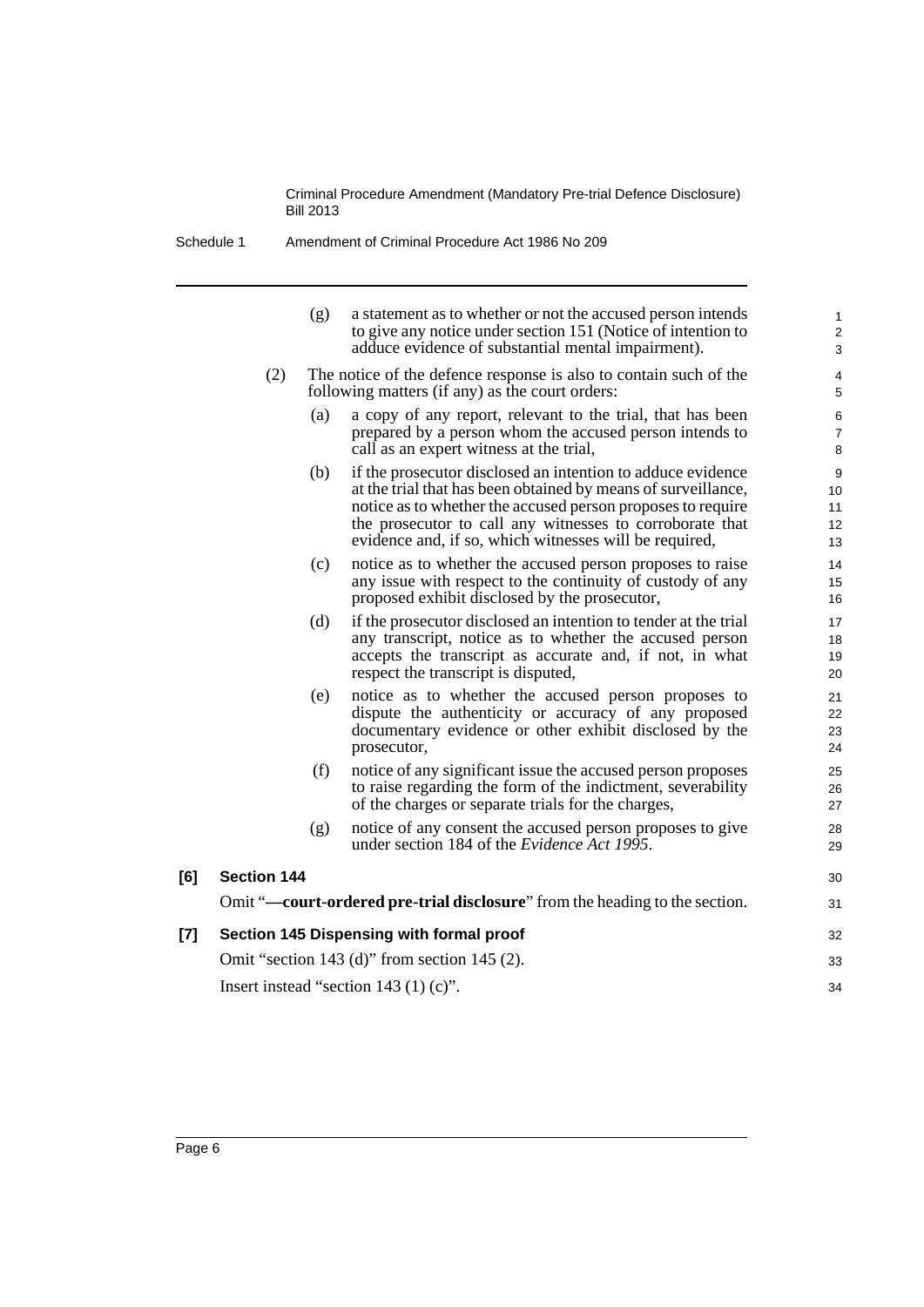(g) a statement as to whether or not the accused person intends to give any notice under section 151 (Notice of intention to adduce evidence of substantial mental impairment).

(2) The notice of the defence response is also to contain such of the following matters (if any) as the court orders:

(a) a copy of any report, relevant to the trial, that has been prepared by a person whom the accused person intends to call as an expert witness at the trial,

(b) if the prosecutor disclosed an intention to adduce evidence at the trial that has been obtained by means of surveillance, notice as to whether the accused person proposes to require the prosecutor to call any witnesses to corroborate that evidence and, if so, which witnesses will be required,

(c) notice as to whether the accused person proposes to raise any issue with respect to the continuity of custody of any proposed exhibit disclosed by the prosecutor,

(d) if the prosecutor disclosed an intention to tender at the trial any transcript, notice as to whether the accused person accepts the transcript as accurate and, if not, in what respect the transcript is disputed,

(e) notice as to whether the accused person proposes to dispute the authenticity or accuracy of any proposed documentary evidence or other exhibit disclosed by the prosecutor,

(f) notice of any significant issue the accused person proposes to raise regarding the form of the indictment, severability of the charges or separate trials for the charges,

(g) notice of any consent the accused person proposes to give under section 184 of the *Evidence Act 1995*.

**[6] Section 144**

Omit "**—court-ordered pre-trial disclosure**" from the heading to the section.

**[7] Section 145 Dispensing with formal proof**

Omit "section 143 (d)" from section 145 (2).

Insert instead "section 143 (1) (c)".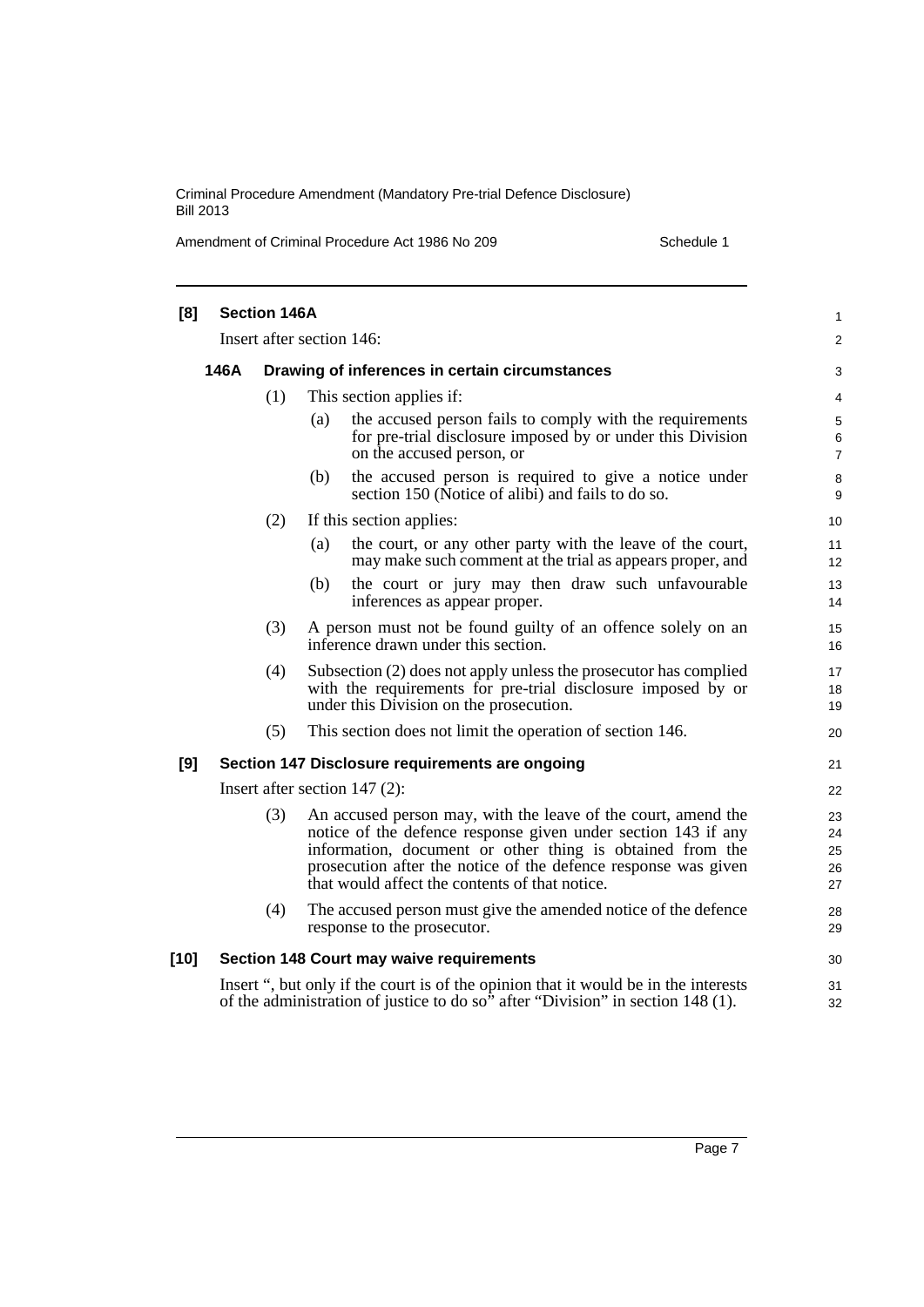**[8] Section 146A**

Insert after section 146:

### 146A Drawing of inferences in certain circumstances

(1) This section applies if:

(a) the accused person fails to comply with the requirements for pre-trial disclosure imposed by or under this Division on the accused person, or

(b) the accused person is required to give a notice under section 150 (Notice of alibi) and fails to do so.

(2) If this section applies:

(a) the court, or any other party with the leave of the court, may make such comment at the trial as appears proper, and

(b) the court or jury may then draw such unfavourable inferences as appear proper.

(3) A person must not be found guilty of an offence solely on an inference drawn under this section.

(4) Subsection (2) does not apply unless the prosecutor has complied with the requirements for pre-trial disclosure imposed by or under this Division on the prosecution.

(5) This section does not limit the operation of section 146.

**[9] Section 147 Disclosure requirements are ongoing**

Insert after section 147 (2):

(3) An accused person may, with the leave of the court, amend the notice of the defence response given under section 143 if any information, document or other thing is obtained from the prosecution after the notice of the defence response was given that would affect the contents of that notice.

(4) The accused person must give the amended notice of the defence response to the prosecutor.

**[10] Section 148 Court may waive requirements**

Insert ", but only if the court is of the opinion that it would be in the interests of the administration of justice to do so" after "Division" in section 148 (1).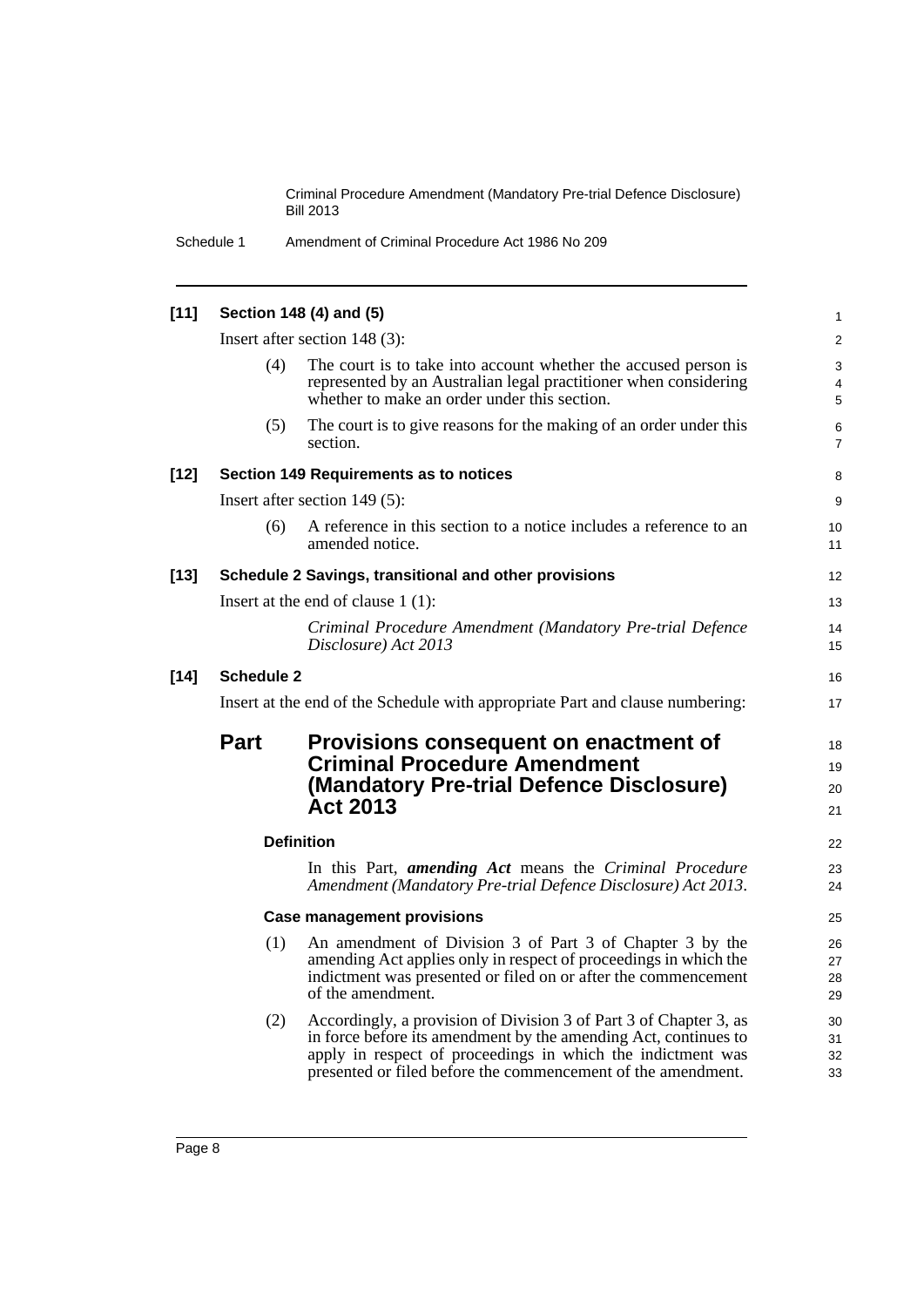**[11] Section 148 (4) and (5)**

Insert after section 148 (3):

(4) The court is to take into account whether the accused person is represented by an Australian legal practitioner when considering whether to make an order under this section.

(5) The court is to give reasons for the making of an order under this section.

**[12] Section 149 Requirements as to notices**

Insert after section 149 (5):

(6) A reference in this section to a notice includes a reference to an amended notice.

**[13] Schedule 2 Savings, transitional and other provisions**

Insert at the end of clause 1 (1):

*Criminal Procedure Amendment (Mandatory Pre-trial Defence Disclosure) Act 2013*

**[14] Schedule 2**

Insert at the end of the Schedule with appropriate Part and clause numbering:

## Part Provisions consequent on enactment of Criminal Procedure Amendment (Mandatory Pre-trial Defence Disclosure) Act 2013

**Definition**

In this Part, ***amending Act*** means the *Criminal Procedure Amendment (Mandatory Pre-trial Defence Disclosure) Act 2013*.

**Case management provisions**

(1) An amendment of Division 3 of Part 3 of Chapter 3 by the amending Act applies only in respect of proceedings in which the indictment was presented or filed on or after the commencement of the amendment.

(2) Accordingly, a provision of Division 3 of Part 3 of Chapter 3, as in force before its amendment by the amending Act, continues to apply in respect of proceedings in which the indictment was presented or filed before the commencement of the amendment.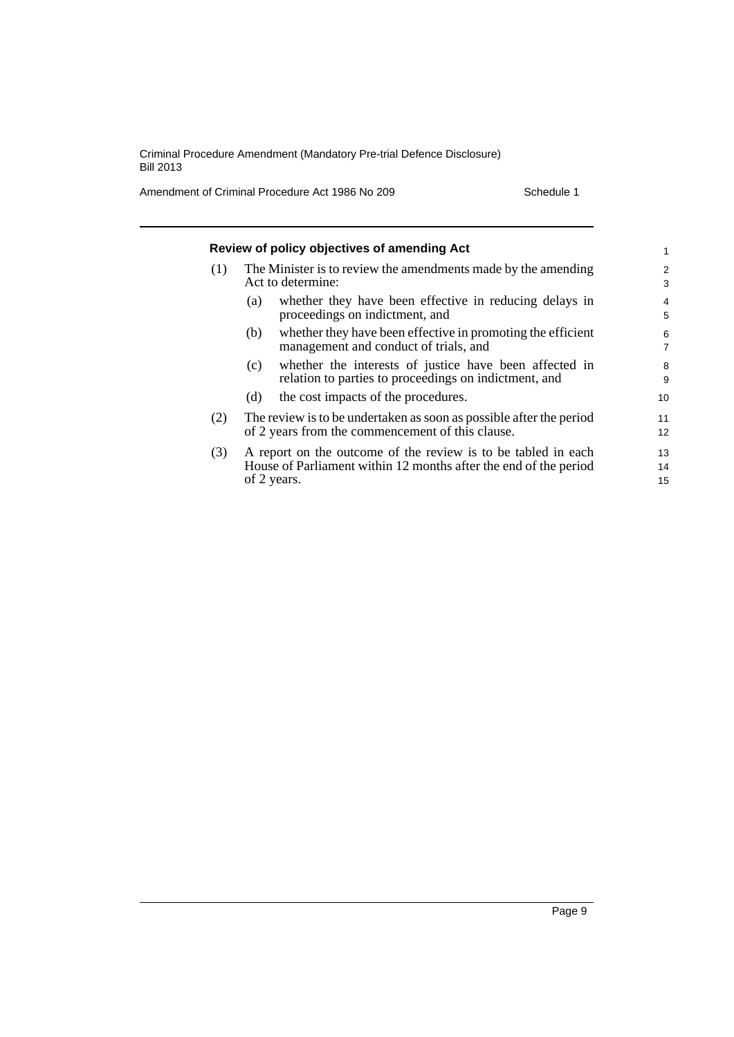### Review of policy objectives of amending Act

(1) The Minister is to review the amendments made by the amending Act to determine:

  (a) whether they have been effective in reducing delays in proceedings on indictment, and

  (b) whether they have been effective in promoting the efficient management and conduct of trials, and

  (c) whether the interests of justice have been affected in relation to parties to proceedings on indictment, and

  (d) the cost impacts of the procedures.

(2) The review is to be undertaken as soon as possible after the period of 2 years from the commencement of this clause.

(3) A report on the outcome of the review is to be tabled in each House of Parliament within 12 months after the end of the period of 2 years.